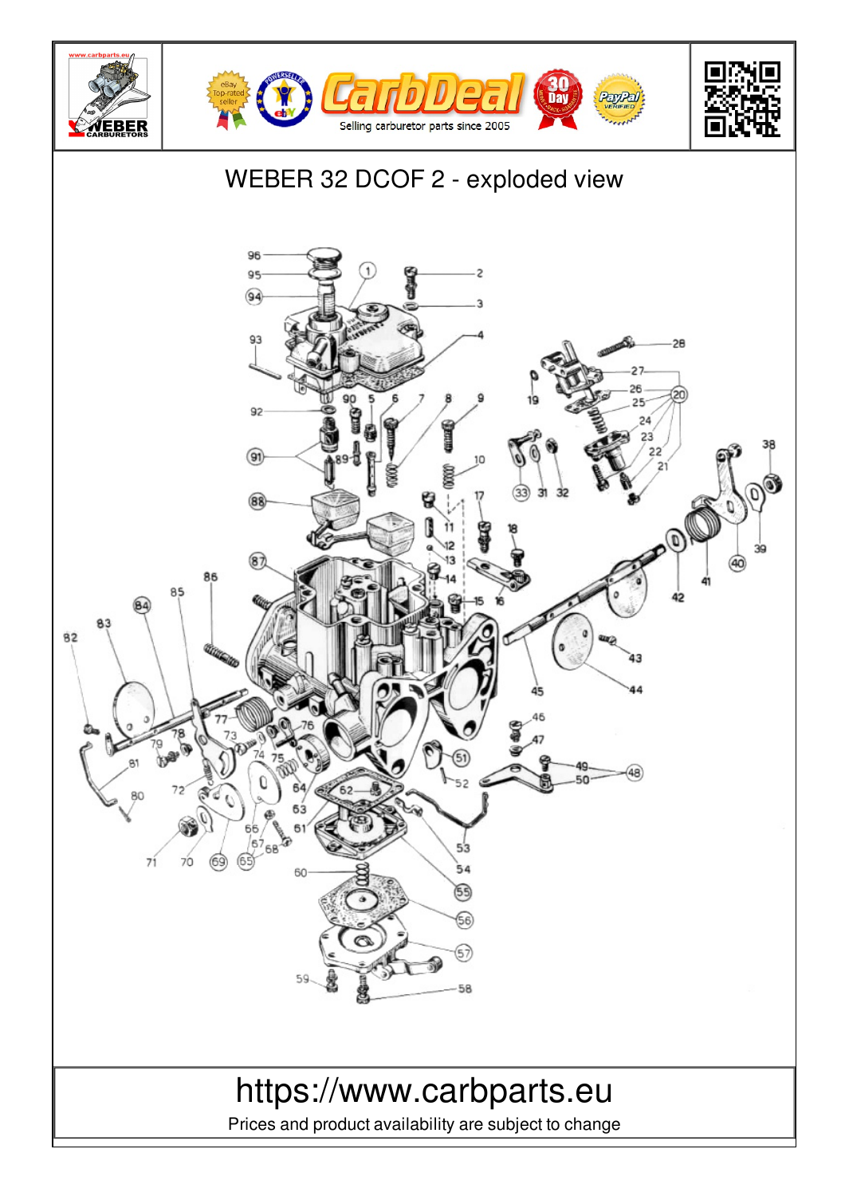# WEBER 32 DCOF 2 - exploded view

https://www.carbparts.eu

Prices and product availability are subject to change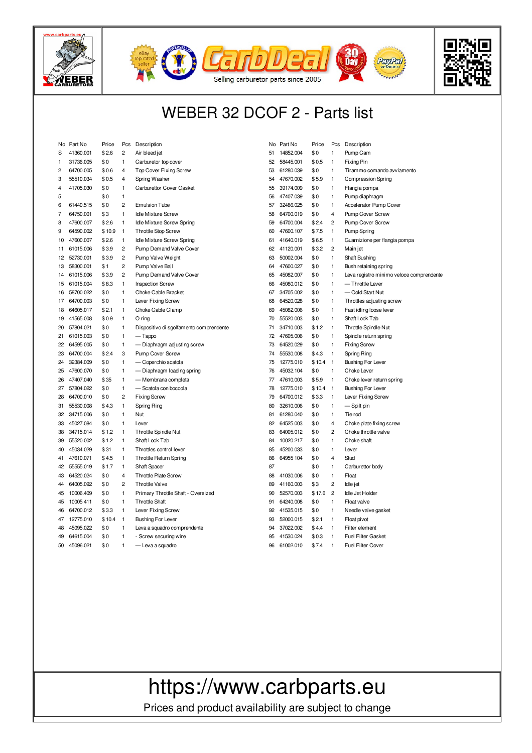Selling carburetor parts since 2005

# WEBER 32 DCOF 2 - Parts list

| No | Part No | Price | Pcs | Description |
|---|---|---|---|---|
| S | 41360.001 | $ 2.6 | 2 | Air bleed jet |
| 1 | 31736.005 | $ 0 | 1 | Carburetor top cover |
| 2 | 64700.005 | $ 0.6 | 4 | Top Cover Fixing Screw |
| 3 | 55510.034 | $ 0.5 | 4 | Spring Washer |
| 4 | 41705.030 | $ 0 | 1 | Carburettor Cover Gasket |
| 5 | | $ 0 | 1 | |
| 6 | 61440.515 | $ 0 | 2 | Emulsion Tube |
| 7 | 64750.001 | $ 3 | 1 | Idle Mixture Screw |
| 8 | 47600.007 | $ 2.6 | 1 | Idle Mixture Screw Spring |
| 9 | 64590.002 | $ 10.9 | 1 | Throttle Stop Screw |
| 10 | 47600.007 | $ 2.6 | 1 | Idle Mixture Screw Spring |
| 11 | 61015.006 | $ 3.9 | 2 | Pump Demand Valve Cover |
| 12 | 52730.001 | $ 3.9 | 2 | Pump Valve Weight |
| 13 | 58300.001 | $ 1 | 2 | Pump Valve Ball |
| 14 | 61015.006 | $ 3.9 | 2 | Pump Demand Valve Cover |
| 15 | 61015.004 | $ 8.3 | 1 | Inspection Screw |
| 16 | 58700 022 | $ 0 | 1 | Choke Cable Bracket |
| 17 | 64700.003 | $ 0 | 1 | Lever Fixing Screw |
| 18 | 64605.017 | $ 2.1 | 1 | Choke Cable Clamp |
| 19 | 41565.008 | $ 0.9 | 1 | O ring |
| 20 | 57804.021 | $ 0 | 1 | Dispositivo di sgolfamento comprendente |
| 21 | 61015.003 | $ 0 | 1 | — Tappo |
| 22 | 64595 005 | $ 0 | 1 | — Diaphragm adjusting screw |
| 23 | 64700.004 | $ 2.4 | 3 | Pump Cover Screw |
| 24 | 32384.009 | $ 0 | 1 | — Coperchio scatola |
| 25 | 47600.070 | $ 0 | 1 | — Diaphragm loading spring |
| 26 | 47407.040 | $ 35 | 1 | — Membrana completa |
| 27 | 57804.022 | $ 0 | 1 | — Scatola con boccola |
| 28 | 64700.010 | $ 0 | 2 | Fixing Screw |
| 31 | 55530.008 | $ 4.3 | 1 | Spring Ring |
| 32 | 34715 006 | $ 0 | 1 | Nut |
| 33 | 45027.084 | $ 0 | 1 | Lever |
| 38 | 34715.014 | $ 1.2 | 1 | Throttle Spindle Nut |
| 39 | 55520.002 | $ 1.2 | 1 | Shaft Lock Tab |
| 40 | 45034.029 | $ 31 | 1 | Throttles control lever |
| 41 | 47610.071 | $ 4.5 | 1 | Throttle Return Spring |
| 42 | 55555.019 | $ 1.7 | 1 | Shaft Spacer |
| 43 | 64520.024 | $ 0 | 4 | Throttle Plate Screw |
| 44 | 64005.092 | $ 0 | 2 | Throttle Valve |
| 45 | 10006.409 | $ 0 | 1 | Primary Throttle Shaft - Oversized |
| 45 | 10005 411 | $ 0 | 1 | Throttle Shaft |
| 46 | 64700.012 | $ 3.3 | 1 | Lever Fixing Screw |
| 47 | 12775.010 | $ 10.4 | 1 | Bushing For Lever |
| 48 | 45095.022 | $ 0 | 1 | Leva a squadro comprendente |
| 49 | 64615.004 | $ 0 | 1 | - Screw securing wire |
| 50 | 45096.021 | $ 0 | 1 | — Leva a squadro |
| 51 | 14852.004 | $ 0 | 1 | Pump Cam |
| 52 | 58445.001 | $ 0.5 | 1 | Fixing Pin |
| 53 | 61280.039 | $ 0 | 1 | Tirammo comando avviamento |
| 54 | 47670.002 | $ 5.9 | 1 | Compression Spring |
| 55 | 39174.009 | $ 0 | 1 | Flangia pompa |
| 56 | 47407.039 | $ 0 | 1 | Pump diaphragm |
| 57 | 32486.025 | $ 0 | 1 | Accelerator Pump Cover |
| 58 | 64700.019 | $ 0 | 4 | Pump Cover Screw |
| 59 | 64700.004 | $ 2.4 | 2 | Pump Cover Screw |
| 60 | 47600.107 | $ 7.5 | 1 | Pump Spring |
| 61 | 41640.019 | $ 6.5 | 1 | Guarnizione per flangia pompa |
| 62 | 41120.001 | $ 3.2 | 2 | Main jet |
| 63 | 50002.004 | $ 0 | 1 | Shaft Bushing |
| 64 | 47600.027 | $ 0 | 1 | Bush retaining spring |
| 65 | 45082.007 | $ 0 | 1 | Leva registro minimo veloce comprendente |
| 66 | 45080.012 | $ 0 | 1 | — Throttle Lever |
| 67 | 34705.002 | $ 0 | 1 | — Cold Start Nut |
| 68 | 64520.028 | $ 0 | 1 | Throttles adjusting screw |
| 69 | 45082.006 | $ 0 | 1 | Fast idling loose lever |
| 70 | 55520.003 | $ 0 | 1 | Shaft Lock Tab |
| 71 | 34710.003 | $ 1.2 | 1 | Throttle Spindle Nut |
| 72 | 47605.006 | $ 0 | 1 | Spindle return spring |
| 73 | 64520.029 | $ 0 | 1 | Fixing Screw |
| 74 | 55530.008 | $ 4.3 | 1 | Spring Ring |
| 75 | 12775.010 | $ 10.4 | 1 | Bushing For Lever |
| 76 | 45032.104 | $ 0 | 1 | Choke Lever |
| 77 | 47610.003 | $ 5.9 | 1 | Choke lever return spring |
| 78 | 12775.010 | $ 10.4 | 1 | Bushing For Lever |
| 79 | 64700.012 | $ 3.3 | 1 | Lever Fixing Screw |
| 80 | 32610.006 | $ 0 | 1 | — Spilt pin |
| 81 | 61280.040 | $ 0 | 1 | Tie rod |
| 82 | 64525.003 | $ 0 | 4 | Choke plate fixing screw |
| 83 | 64005.012 | $ 0 | 2 | Choke throttle valve |
| 84 | 10020.217 | $ 0 | 1 | Choke shaft |
| 85 | 45200.033 | $ 0 | 1 | Lever |
| 86 | 64955 104 | $ 0 | 4 | Stud |
| 87 | | $ 0 | 1 | Carburettor body |
| 88 | 41030.006 | $ 0 | 1 | Float |
| 89 | 41160.003 | $ 3 | 2 | Idle jet |
| 90 | 52570.003 | $ 17.6 | 2 | Idle Jet Holder |
| 91 | 64240.008 | $ 0 | 1 | Float valve |
| 92 | 41535.015 | $ 0 | 1 | Needle valve gasket |
| 93 | 52000.015 | $ 2.1 | 1 | Float pivot |
| 94 | 37022.002 | $ 4.4 | 1 | Filter element |
| 95 | 41530.024 | $ 0.3 | 1 | Fuel Filter Gasket |
| 96 | 61002.010 | $ 7.4 | 1 | Fuel Filter Cover |

https://www.carbparts.eu

Prices and product availability are subject to change